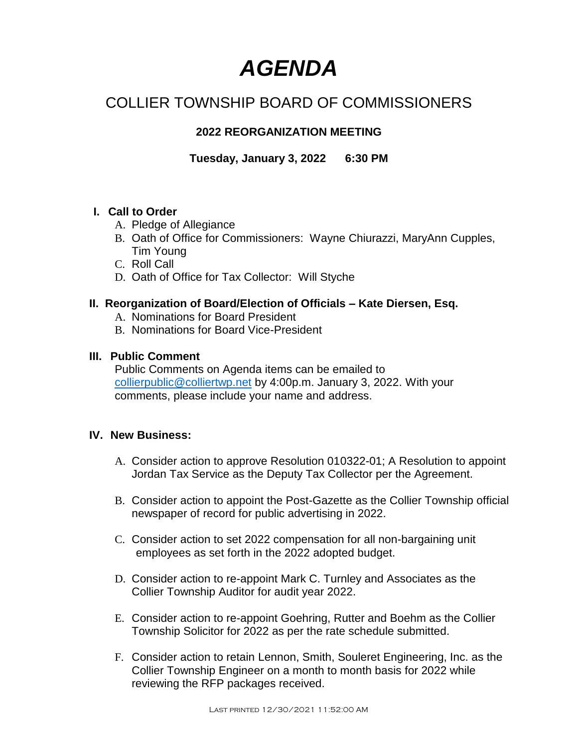# *AGENDA*

## COLLIER TOWNSHIP BOARD OF COMMISSIONERS

### 2022 REORGANIZATION MEETING

**Tuesday, January 3, 2022 6:30 PM**

**I. Call to Order**

A. Pledge of Allegiance
B. Oath of Office for Commissioners: Wayne Chiurazzi, MaryAnn Cupples, Tim Young
C. Roll Call
D. Oath of Office for Tax Collector: Will Styche

**II. Reorganization of Board/Election of Officials – Kate Diersen, Esq.**

A. Nominations for Board President
B. Nominations for Board Vice-President

**III. Public Comment**

Public Comments on Agenda items can be emailed to collierpublic@colliertwp.net by 4:00p.m. January 3, 2022. With your comments, please include your name and address.

**IV. New Business:**

A. Consider action to approve Resolution 010322-01; A Resolution to appoint Jordan Tax Service as the Deputy Tax Collector per the Agreement.

B. Consider action to appoint the Post-Gazette as the Collier Township official newspaper of record for public advertising in 2022.

C. Consider action to set 2022 compensation for all non-bargaining unit employees as set forth in the 2022 adopted budget.

D. Consider action to re-appoint Mark C. Turnley and Associates as the Collier Township Auditor for audit year 2022.

E. Consider action to re-appoint Goehring, Rutter and Boehm as the Collier Township Solicitor for 2022 as per the rate schedule submitted.

F. Consider action to retain Lennon, Smith, Souleret Engineering, Inc. as the Collier Township Engineer on a month to month basis for 2022 while reviewing the RFP packages received.

Last printed 12/30/2021 11:52:00 AM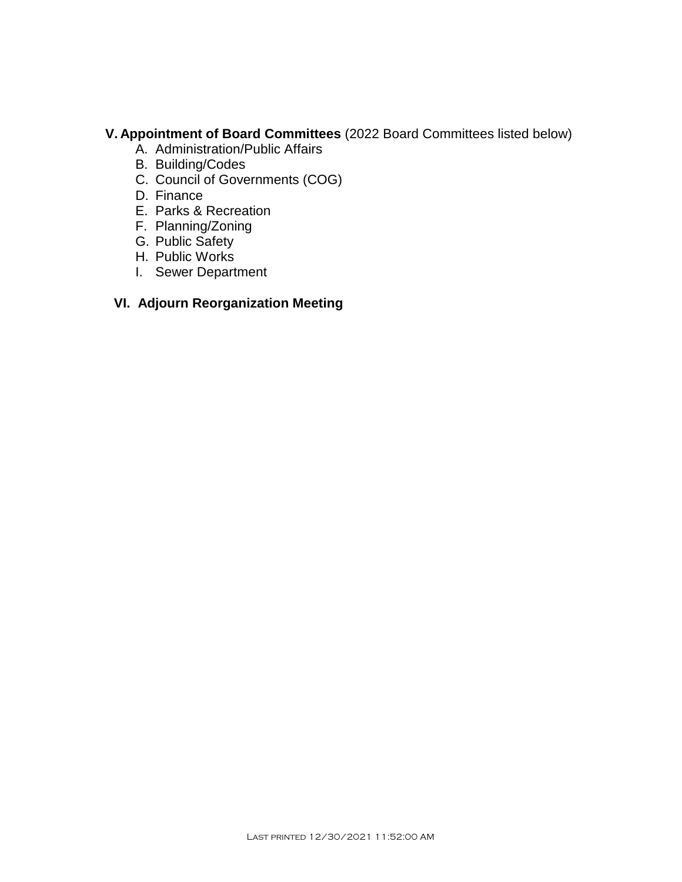**V. Appointment of Board Committees** (2022 Board Committees listed below)

A. Administration/Public Affairs
B. Building/Codes
C. Council of Governments (COG)
D. Finance
E. Parks & Recreation
F. Planning/Zoning
G. Public Safety
H. Public Works
I. Sewer Department

**VI. Adjourn Reorganization Meeting**

Last printed 12/30/2021 11:52:00 AM